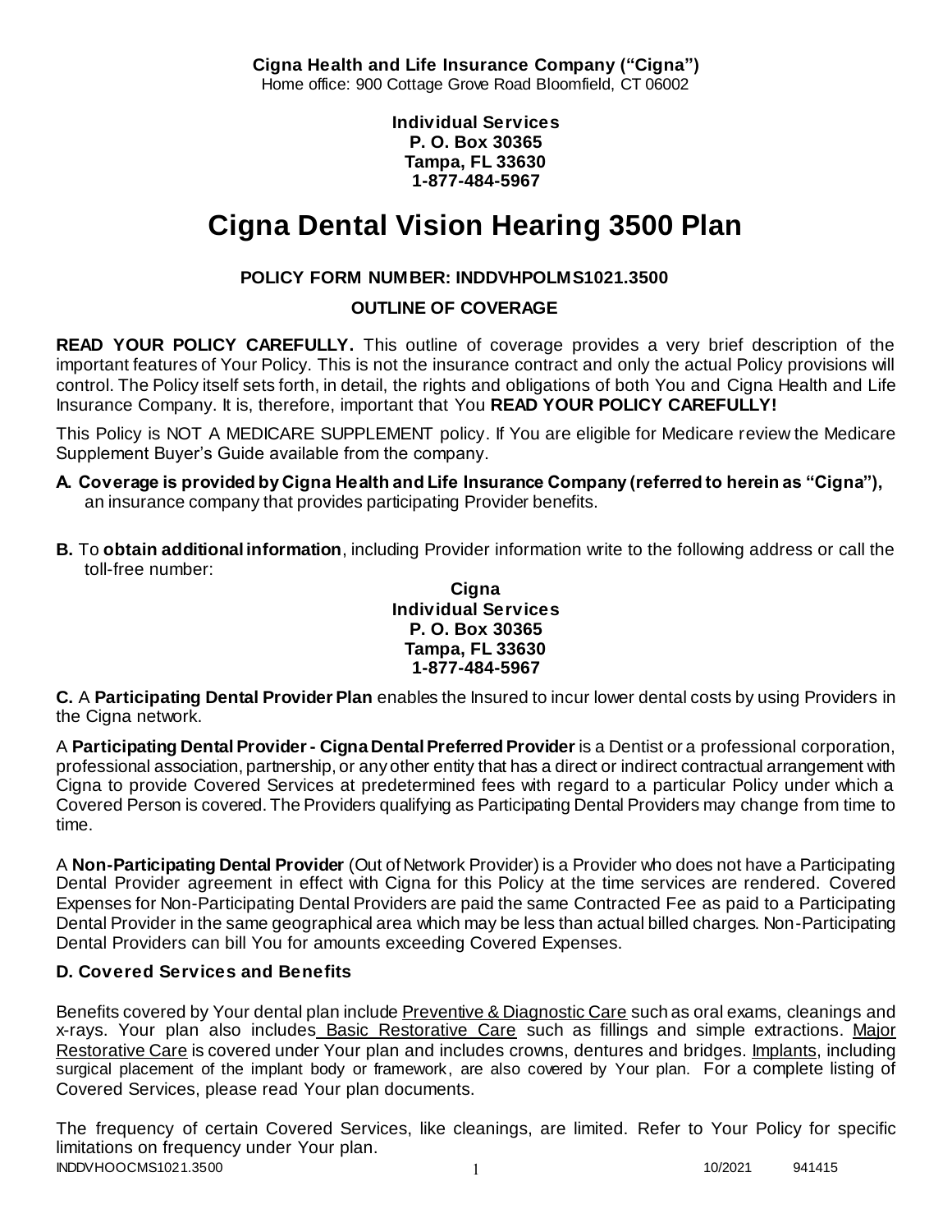**Cigna Health and Life Insurance Company ("Cigna")**
Home office: 900 Cottage Grove Road Bloomfield, CT 06002

**Individual Services**
**P. O. Box 30365**
**Tampa, FL 33630**
**1-877-484-5967**

# Cigna Dental Vision Hearing 3500 Plan

**POLICY FORM NUMBER: INDDVHPOLMS1021.3500**

**OUTLINE OF COVERAGE**

**READ YOUR POLICY CAREFULLY.** This outline of coverage provides a very brief description of the important features of Your Policy. This is not the insurance contract and only the actual Policy provisions will control. The Policy itself sets forth, in detail, the rights and obligations of both You and Cigna Health and Life Insurance Company. It is, therefore, important that You **READ YOUR POLICY CAREFULLY!**

This Policy is NOT A MEDICARE SUPPLEMENT policy. If You are eligible for Medicare review the Medicare Supplement Buyer's Guide available from the company.

**A. Coverage is provided by Cigna Health and Life Insurance Company (referred to herein as "Cigna"),** an insurance company that provides participating Provider benefits.

**B.** To **obtain additional information**, including Provider information write to the following address or call the toll-free number:

**Cigna**
**Individual Services**
**P. O. Box 30365**
**Tampa, FL 33630**
**1-877-484-5967**

**C.** A **Participating Dental Provider Plan** enables the Insured to incur lower dental costs by using Providers in the Cigna network.

A **Participating Dental Provider - Cigna Dental Preferred Provider** is a Dentist or a professional corporation, professional association, partnership, or any other entity that has a direct or indirect contractual arrangement with Cigna to provide Covered Services at predetermined fees with regard to a particular Policy under which a Covered Person is covered. The Providers qualifying as Participating Dental Providers may change from time to time.

A **Non-Participating Dental Provider** (Out of Network Provider) is a Provider who does not have a Participating Dental Provider agreement in effect with Cigna for this Policy at the time services are rendered. Covered Expenses for Non-Participating Dental Providers are paid the same Contracted Fee as paid to a Participating Dental Provider in the same geographical area which may be less than actual billed charges. Non-Participating Dental Providers can bill You for amounts exceeding Covered Expenses.

### D. Covered Services and Benefits

Benefits covered by Your dental plan include Preventive & Diagnostic Care such as oral exams, cleanings and x-rays. Your plan also includes Basic Restorative Care such as fillings and simple extractions. Major Restorative Care is covered under Your plan and includes crowns, dentures and bridges. Implants, including surgical placement of the implant body or framework, are also covered by Your plan. For a complete listing of Covered Services, please read Your plan documents.

The frequency of certain Covered Services, like cleanings, are limited. Refer to Your Policy for specific limitations on frequency under Your plan.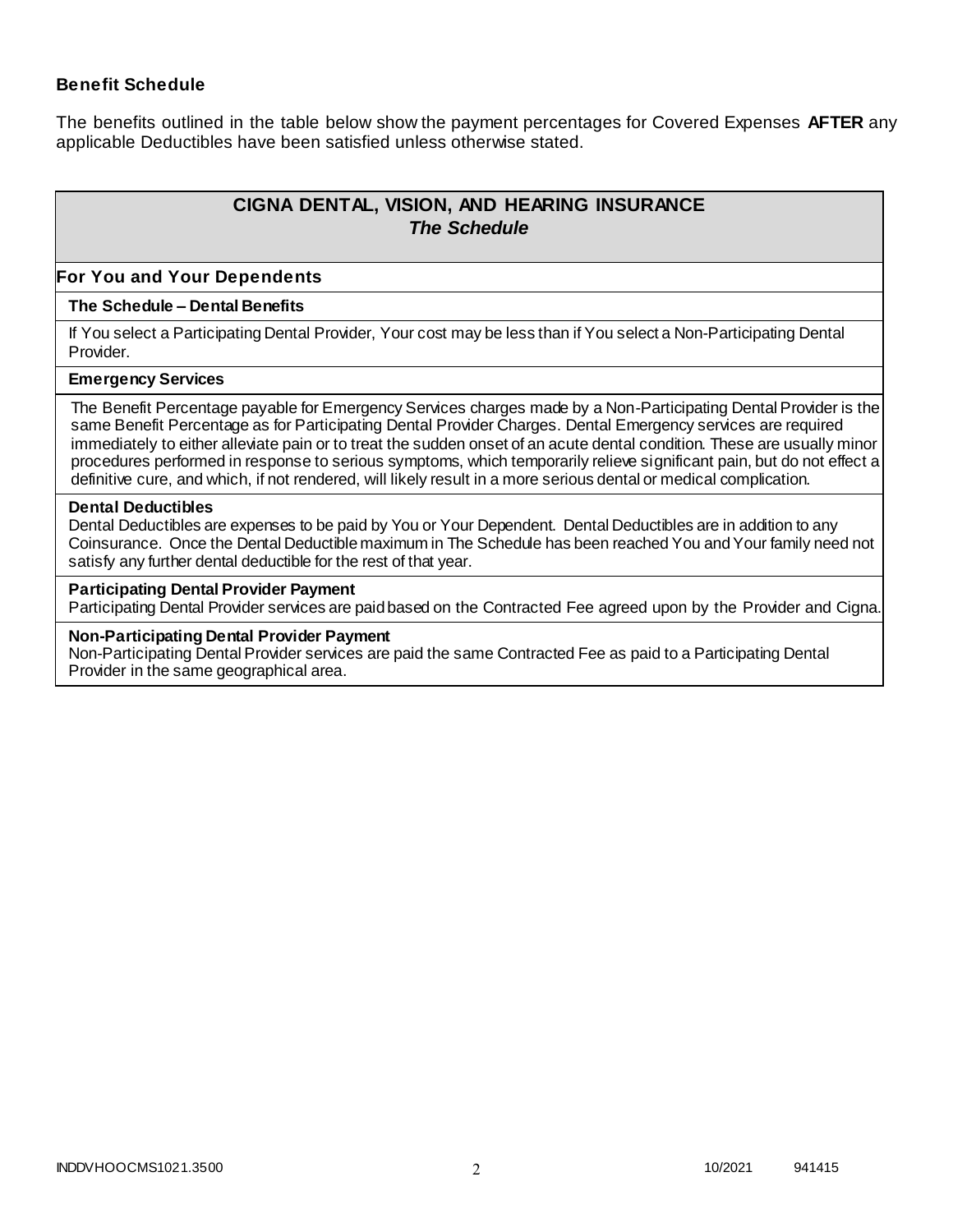### Benefit Schedule

The benefits outlined in the table below show the payment percentages for Covered Expenses **AFTER** any applicable Deductibles have been satisfied unless otherwise stated.

| **CIGNA DENTAL, VISION, AND HEARING INSURANCE** ***The Schedule*** |
| --- |
| **For You and Your Dependents** |
| **The Schedule – Dental Benefits** |
| If You select a Participating Dental Provider, Your cost may be less than if You select a Non-Participating Dental Provider. |
| **Emergency Services** |
| The Benefit Percentage payable for Emergency Services charges made by a Non-Participating Dental Provider is the same Benefit Percentage as for Participating Dental Provider Charges. Dental Emergency services are required immediately to either alleviate pain or to treat the sudden onset of an acute dental condition. These are usually minor procedures performed in response to serious symptoms, which temporarily relieve significant pain, but do not effect a definitive cure, and which, if not rendered, will likely result in a more serious dental or medical complication. |
| **Dental Deductibles** Dental Deductibles are expenses to be paid by You or Your Dependent. Dental Deductibles are in addition to any Coinsurance. Once the Dental Deductible maximum in The Schedule has been reached You and Your family need not satisfy any further dental deductible for the rest of that year. |
| **Participating Dental Provider Payment** Participating Dental Provider services are paid based on the Contracted Fee agreed upon by the Provider and Cigna. |
| **Non-Participating Dental Provider Payment** Non-Participating Dental Provider services are paid the same Contracted Fee as paid to a Participating Dental Provider in the same geographical area. |

INDDVHOOCMS1021.3500 10/2021 941415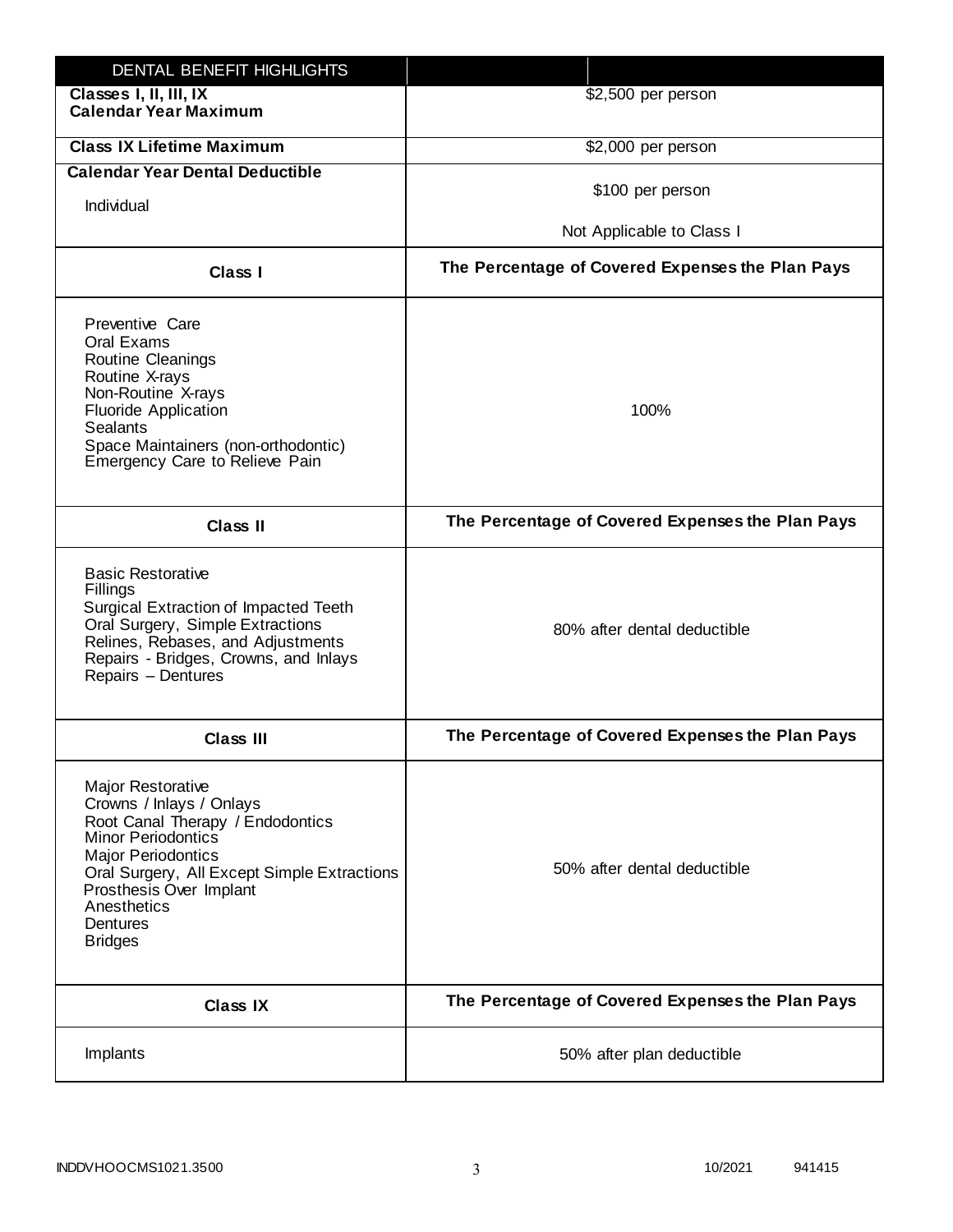| DENTAL BENEFIT HIGHLIGHTS | |
|---|---|
| **Classes I, II, III, IX Calendar Year Maximum** | $2,500 per person |
| **Class IX Lifetime Maximum** | $2,000 per person |
| **Calendar Year Dental Deductible**<br>Individual | $100 per person<br>Not Applicable to Class I |
| **Class I** | **The Percentage of Covered Expenses the Plan Pays** |
| Preventive Care<br>Oral Exams<br>Routine Cleanings<br>Routine X-rays<br>Non-Routine X-rays<br>Fluoride Application<br>Sealants<br>Space Maintainers (non-orthodontic)<br>Emergency Care to Relieve Pain | 100% |
| **Class II** | **The Percentage of Covered Expenses the Plan Pays** |
| Basic Restorative<br>Fillings<br>Surgical Extraction of Impacted Teeth<br>Oral Surgery, Simple Extractions<br>Relines, Rebases, and Adjustments<br>Repairs - Bridges, Crowns, and Inlays<br>Repairs – Dentures | 80% after dental deductible |
| **Class III** | **The Percentage of Covered Expenses the Plan Pays** |
| Major Restorative<br>Crowns / Inlays / Onlays<br>Root Canal Therapy / Endodontics<br>Minor Periodontics<br>Major Periodontics<br>Oral Surgery, All Except Simple Extractions<br>Prosthesis Over Implant<br>Anesthetics<br>Dentures<br>Bridges | 50% after dental deductible |
| **Class IX** | **The Percentage of Covered Expenses the Plan Pays** |
| Implants | 50% after plan deductible |

INDDVHOOCMS1021.3500 10/2021 941415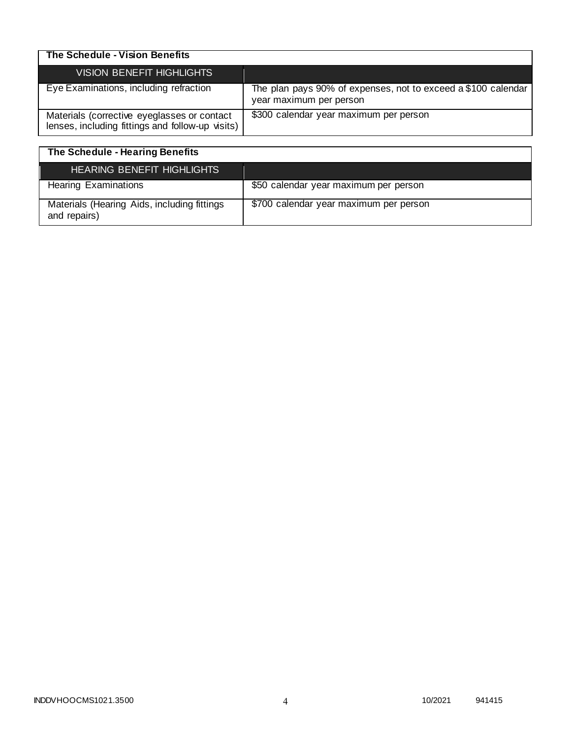**The Schedule - Vision Benefits**

| VISION BENEFIT HIGHLIGHTS | |
| --- | --- |
| Eye Examinations, including refraction | The plan pays 90% of expenses, not to exceed a $100 calendar year maximum per person |
| Materials (corrective eyeglasses or contact lenses, including fittings and follow-up visits) | $300 calendar year maximum per person |

**The Schedule - Hearing Benefits**

| HEARING BENEFIT HIGHLIGHTS | |
| --- | --- |
| Hearing Examinations | $50 calendar year maximum per person |
| Materials (Hearing Aids, including fittings and repairs) | $700 calendar year maximum per person |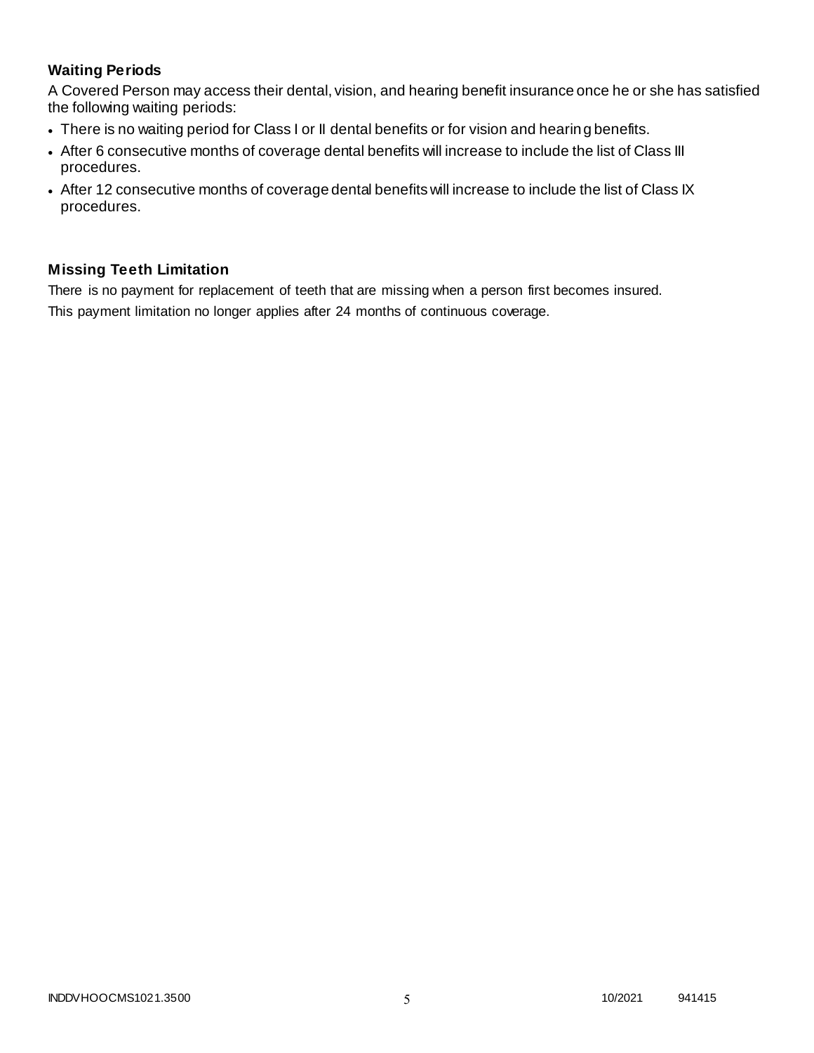### Waiting Periods

A Covered Person may access their dental, vision, and hearing benefit insurance once he or she has satisfied the following waiting periods:

- There is no waiting period for Class I or II dental benefits or for vision and hearing benefits.
- After 6 consecutive months of coverage dental benefits will increase to include the list of Class III procedures.
- After 12 consecutive months of coverage dental benefits will increase to include the list of Class IX procedures.

### Missing Teeth Limitation

There is no payment for replacement of teeth that are missing when a person first becomes insured.

This payment limitation no longer applies after 24 months of continuous coverage.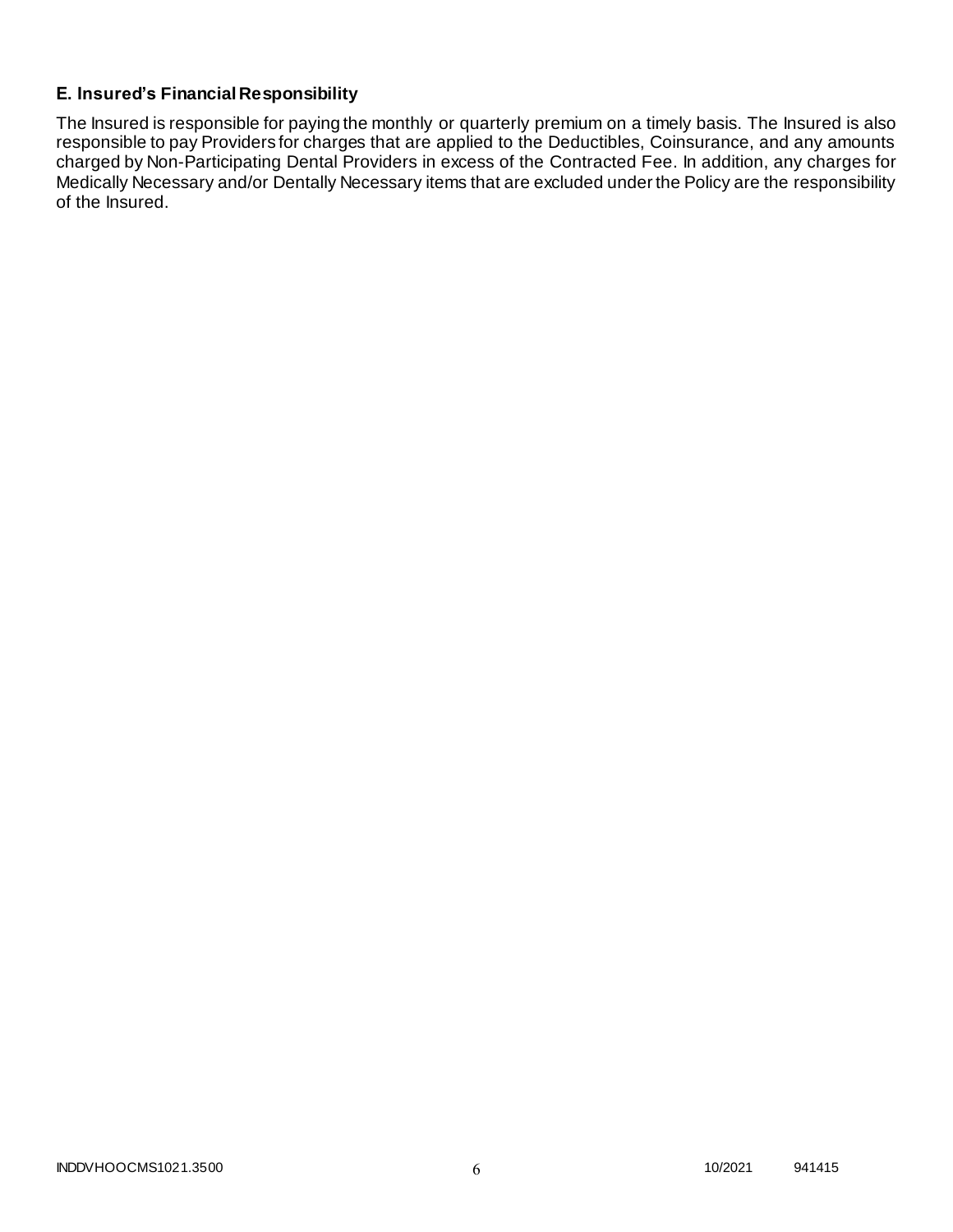### E. Insured's Financial Responsibility

The Insured is responsible for paying the monthly or quarterly premium on a timely basis. The Insured is also responsible to pay Providers for charges that are applied to the Deductibles, Coinsurance, and any amounts charged by Non-Participating Dental Providers in excess of the Contracted Fee. In addition, any charges for Medically Necessary and/or Dentally Necessary items that are excluded under the Policy are the responsibility of the Insured.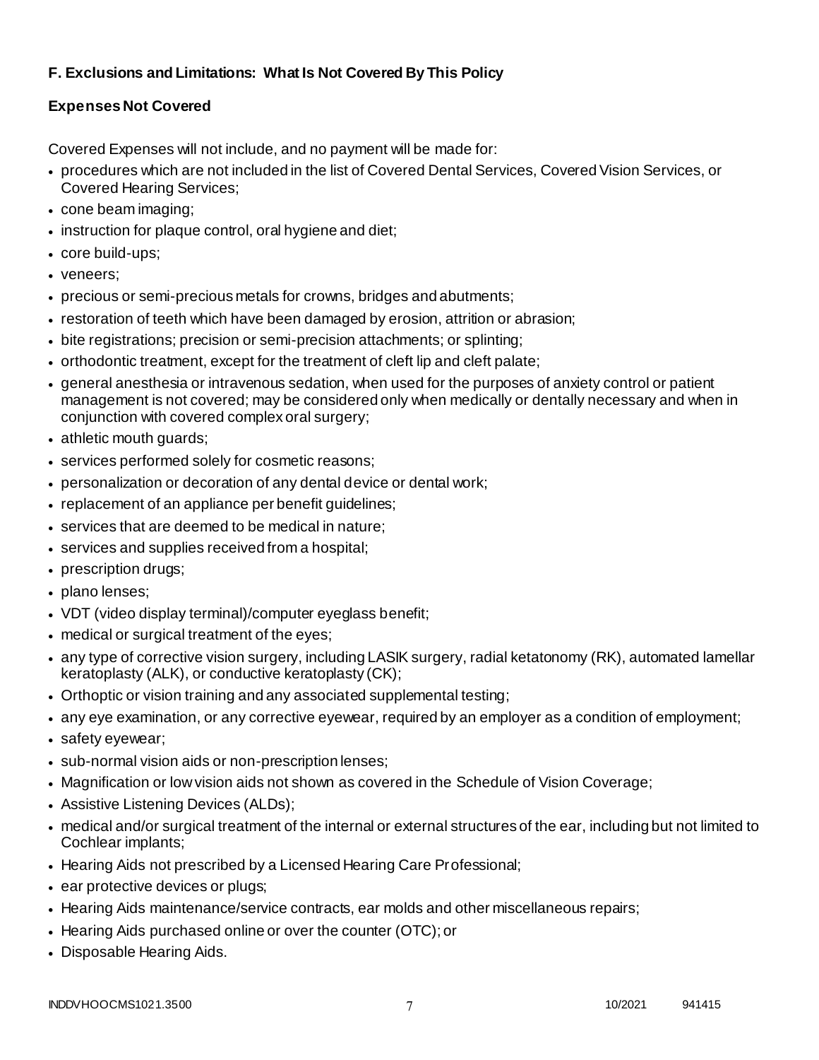## F. Exclusions and Limitations: What Is Not Covered By This Policy

### Expenses Not Covered

Covered Expenses will not include, and no payment will be made for:

- procedures which are not included in the list of Covered Dental Services, Covered Vision Services, or Covered Hearing Services;
- cone beam imaging;
- instruction for plaque control, oral hygiene and diet;
- core build-ups;
- veneers;
- precious or semi-precious metals for crowns, bridges and abutments;
- restoration of teeth which have been damaged by erosion, attrition or abrasion;
- bite registrations; precision or semi-precision attachments; or splinting;
- orthodontic treatment, except for the treatment of cleft lip and cleft palate;
- general anesthesia or intravenous sedation, when used for the purposes of anxiety control or patient management is not covered; may be considered only when medically or dentally necessary and when in conjunction with covered complex oral surgery;
- athletic mouth guards;
- services performed solely for cosmetic reasons;
- personalization or decoration of any dental device or dental work;
- replacement of an appliance per benefit guidelines;
- services that are deemed to be medical in nature;
- services and supplies received from a hospital;
- prescription drugs;
- plano lenses;
- VDT (video display terminal)/computer eyeglass benefit;
- medical or surgical treatment of the eyes;
- any type of corrective vision surgery, including LASIK surgery, radial ketatonomy (RK), automated lamellar keratoplasty (ALK), or conductive keratoplasty (CK);
- Orthoptic or vision training and any associated supplemental testing;
- any eye examination, or any corrective eyewear, required by an employer as a condition of employment;
- safety eyewear;
- sub-normal vision aids or non-prescription lenses;
- Magnification or low vision aids not shown as covered in the Schedule of Vision Coverage;
- Assistive Listening Devices (ALDs);
- medical and/or surgical treatment of the internal or external structures of the ear, including but not limited to Cochlear implants;
- Hearing Aids not prescribed by a Licensed Hearing Care Professional;
- ear protective devices or plugs;
- Hearing Aids maintenance/service contracts, ear molds and other miscellaneous repairs;
- Hearing Aids purchased online or over the counter (OTC); or
- Disposable Hearing Aids.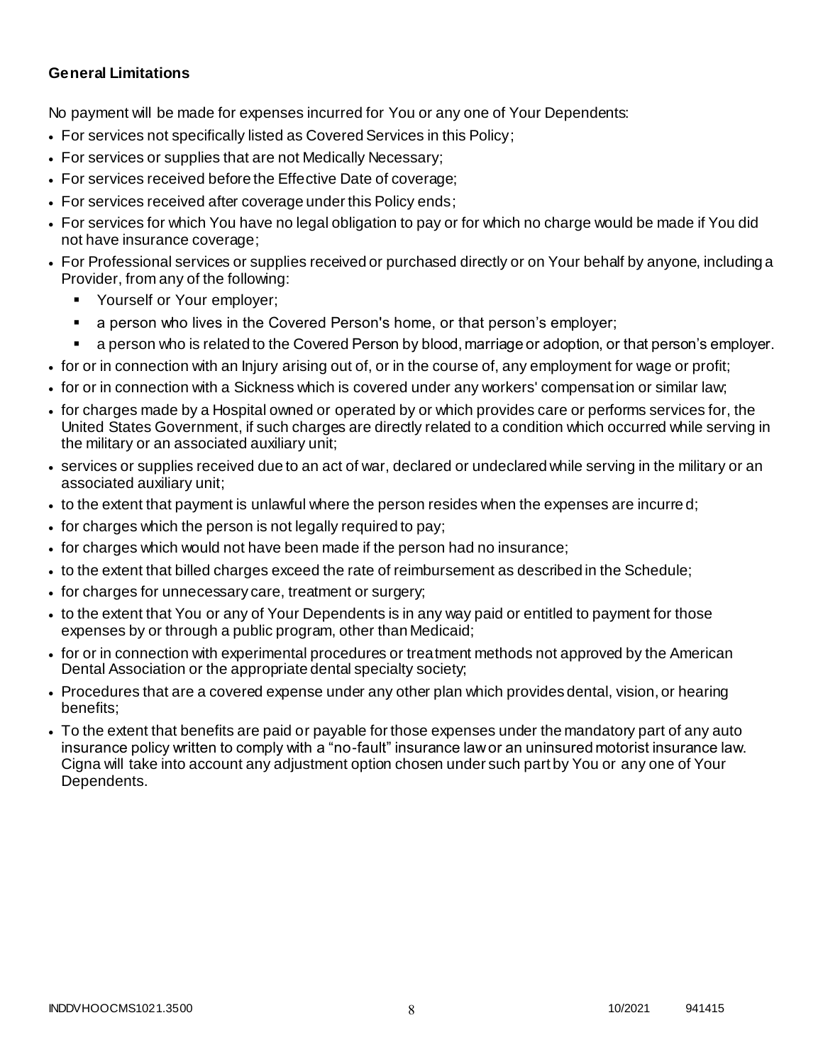**General Limitations**

No payment will be made for expenses incurred for You or any one of Your Dependents:

- For services not specifically listed as Covered Services in this Policy;
- For services or supplies that are not Medically Necessary;
- For services received before the Effective Date of coverage;
- For services received after coverage under this Policy ends;
- For services for which You have no legal obligation to pay or for which no charge would be made if You did not have insurance coverage;
- For Professional services or supplies received or purchased directly or on Your behalf by anyone, including a Provider, from any of the following:
  - Yourself or Your employer;
  - a person who lives in the Covered Person's home, or that person's employer;
  - a person who is related to the Covered Person by blood, marriage or adoption, or that person's employer.
- for or in connection with an Injury arising out of, or in the course of, any employment for wage or profit;
- for or in connection with a Sickness which is covered under any workers' compensation or similar law;
- for charges made by a Hospital owned or operated by or which provides care or performs services for, the United States Government, if such charges are directly related to a condition which occurred while serving in the military or an associated auxiliary unit;
- services or supplies received due to an act of war, declared or undeclared while serving in the military or an associated auxiliary unit;
- to the extent that payment is unlawful where the person resides when the expenses are incurred;
- for charges which the person is not legally required to pay;
- for charges which would not have been made if the person had no insurance;
- to the extent that billed charges exceed the rate of reimbursement as described in the Schedule;
- for charges for unnecessary care, treatment or surgery;
- to the extent that You or any of Your Dependents is in any way paid or entitled to payment for those expenses by or through a public program, other than Medicaid;
- for or in connection with experimental procedures or treatment methods not approved by the American Dental Association or the appropriate dental specialty society;
- Procedures that are a covered expense under any other plan which provides dental, vision, or hearing benefits;
- To the extent that benefits are paid or payable for those expenses under the mandatory part of any auto insurance policy written to comply with a "no-fault" insurance law or an uninsured motorist insurance law. Cigna will take into account any adjustment option chosen under such part by You or any one of Your Dependents.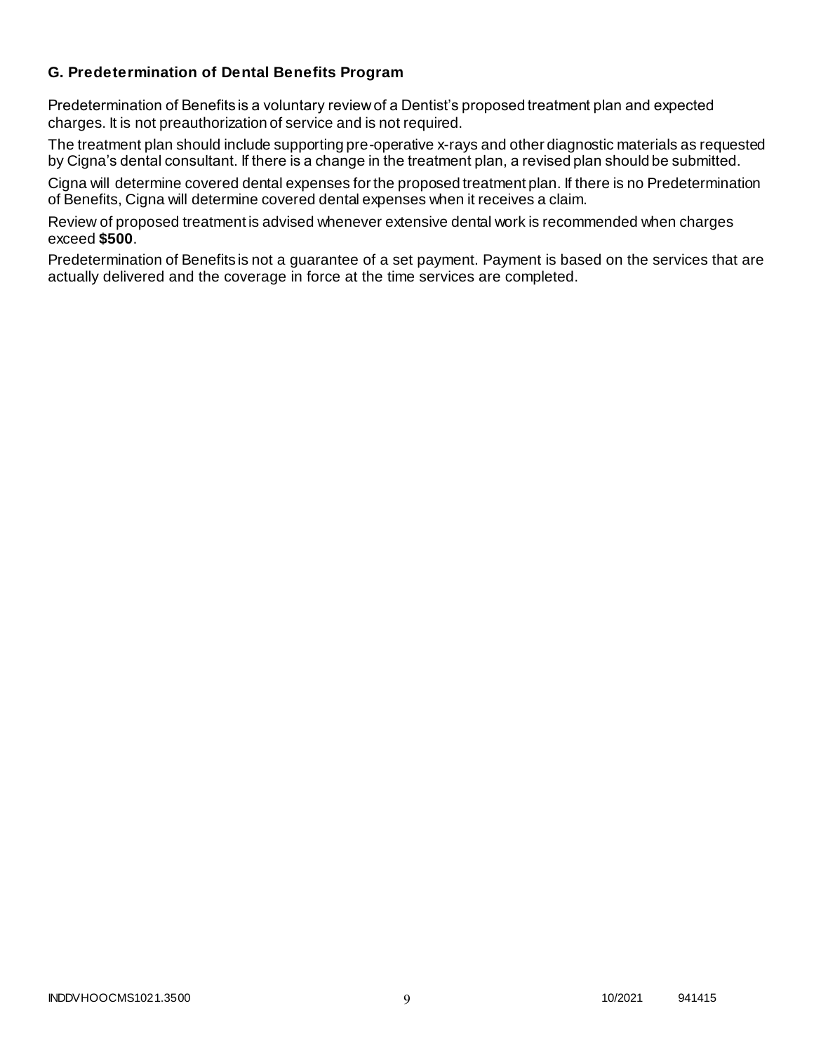### G. Predetermination of Dental Benefits Program

Predetermination of Benefits is a voluntary review of a Dentist's proposed treatment plan and expected charges. It is not preauthorization of service and is not required.

The treatment plan should include supporting pre-operative x-rays and other diagnostic materials as requested by Cigna's dental consultant. If there is a change in the treatment plan, a revised plan should be submitted.

Cigna will determine covered dental expenses for the proposed treatment plan. If there is no Predetermination of Benefits, Cigna will determine covered dental expenses when it receives a claim.

Review of proposed treatment is advised whenever extensive dental work is recommended when charges exceed **$500**.

Predetermination of Benefits is not a guarantee of a set payment. Payment is based on the services that are actually delivered and the coverage in force at the time services are completed.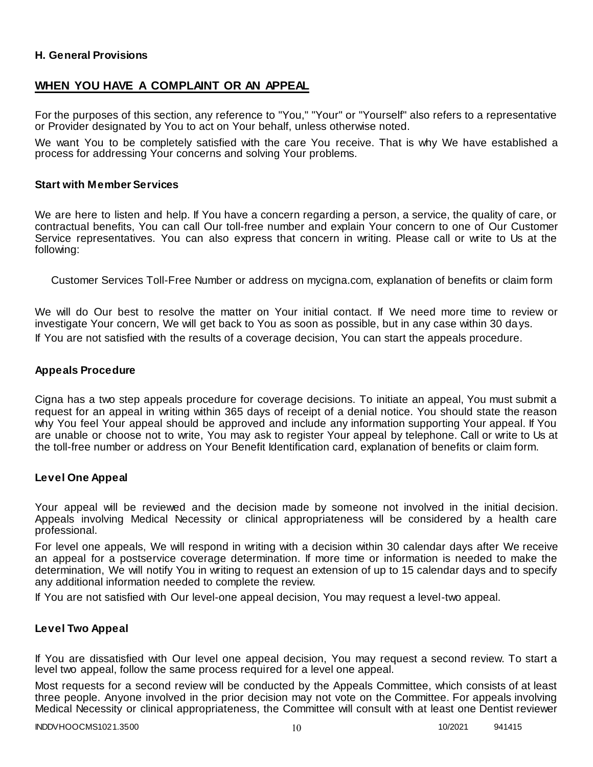### H. General Provisions

## WHEN YOU HAVE A COMPLAINT OR AN APPEAL

For the purposes of this section, any reference to "You," "Your" or "Yourself" also refers to a representative or Provider designated by You to act on Your behalf, unless otherwise noted.

We want You to be completely satisfied with the care You receive. That is why We have established a process for addressing Your concerns and solving Your problems.

### Start with Member Services

We are here to listen and help. If You have a concern regarding a person, a service, the quality of care, or contractual benefits, You can call Our toll-free number and explain Your concern to one of Our Customer Service representatives. You can also express that concern in writing. Please call or write to Us at the following:

Customer Services Toll-Free Number or address on mycigna.com, explanation of benefits or claim form

We will do Our best to resolve the matter on Your initial contact. If We need more time to review or investigate Your concern, We will get back to You as soon as possible, but in any case within 30 days.

If You are not satisfied with the results of a coverage decision, You can start the appeals procedure.

### Appeals Procedure

Cigna has a two step appeals procedure for coverage decisions. To initiate an appeal, You must submit a request for an appeal in writing within 365 days of receipt of a denial notice. You should state the reason why You feel Your appeal should be approved and include any information supporting Your appeal. If You are unable or choose not to write, You may ask to register Your appeal by telephone. Call or write to Us at the toll-free number or address on Your Benefit Identification card, explanation of benefits or claim form.

### Level One Appeal

Your appeal will be reviewed and the decision made by someone not involved in the initial decision. Appeals involving Medical Necessity or clinical appropriateness will be considered by a health care professional.

For level one appeals, We will respond in writing with a decision within 30 calendar days after We receive an appeal for a postservice coverage determination. If more time or information is needed to make the determination, We will notify You in writing to request an extension of up to 15 calendar days and to specify any additional information needed to complete the review.

If You are not satisfied with Our level-one appeal decision, You may request a level-two appeal.

### Level Two Appeal

If You are dissatisfied with Our level one appeal decision, You may request a second review. To start a level two appeal, follow the same process required for a level one appeal.

Most requests for a second review will be conducted by the Appeals Committee, which consists of at least three people. Anyone involved in the prior decision may not vote on the Committee. For appeals involving Medical Necessity or clinical appropriateness, the Committee will consult with at least one Dentist reviewer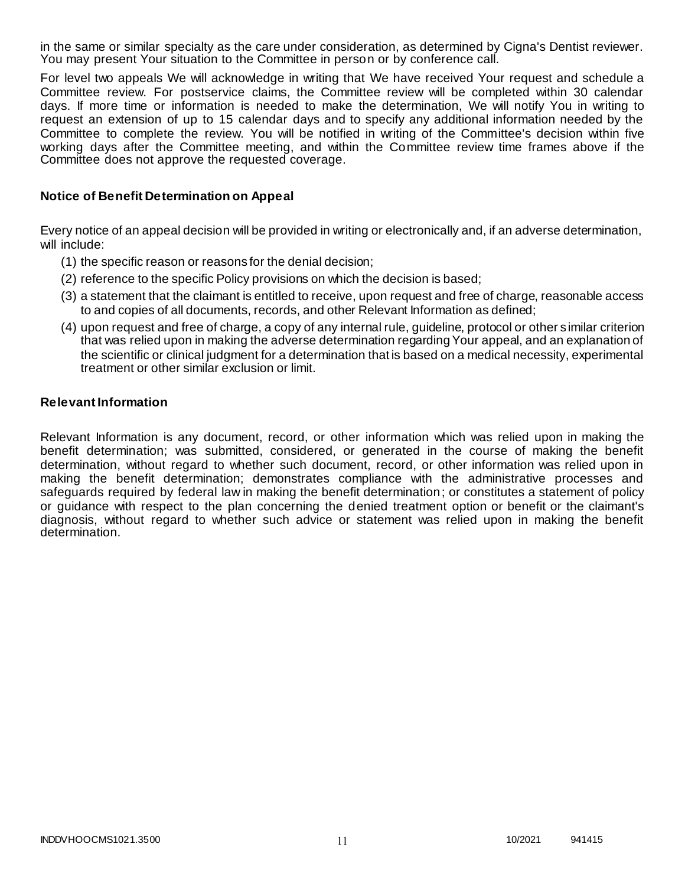in the same or similar specialty as the care under consideration, as determined by Cigna's Dentist reviewer. You may present Your situation to the Committee in person or by conference call.

For level two appeals We will acknowledge in writing that We have received Your request and schedule a Committee review. For postservice claims, the Committee review will be completed within 30 calendar days. If more time or information is needed to make the determination, We will notify You in writing to request an extension of up to 15 calendar days and to specify any additional information needed by the Committee to complete the review. You will be notified in writing of the Committee's decision within five working days after the Committee meeting, and within the Committee review time frames above if the Committee does not approve the requested coverage.

## Notice of Benefit Determination on Appeal

Every notice of an appeal decision will be provided in writing or electronically and, if an adverse determination, will include:

(1) the specific reason or reasons for the denial decision;

(2) reference to the specific Policy provisions on which the decision is based;

(3) a statement that the claimant is entitled to receive, upon request and free of charge, reasonable access to and copies of all documents, records, and other Relevant Information as defined;

(4) upon request and free of charge, a copy of any internal rule, guideline, protocol or other similar criterion that was relied upon in making the adverse determination regarding Your appeal, and an explanation of the scientific or clinical judgment for a determination that is based on a medical necessity, experimental treatment or other similar exclusion or limit.

## Relevant Information

Relevant Information is any document, record, or other information which was relied upon in making the benefit determination; was submitted, considered, or generated in the course of making the benefit determination, without regard to whether such document, record, or other information was relied upon in making the benefit determination; demonstrates compliance with the administrative processes and safeguards required by federal law in making the benefit determination; or constitutes a statement of policy or guidance with respect to the plan concerning the denied treatment option or benefit or the claimant's diagnosis, without regard to whether such advice or statement was relied upon in making the benefit determination.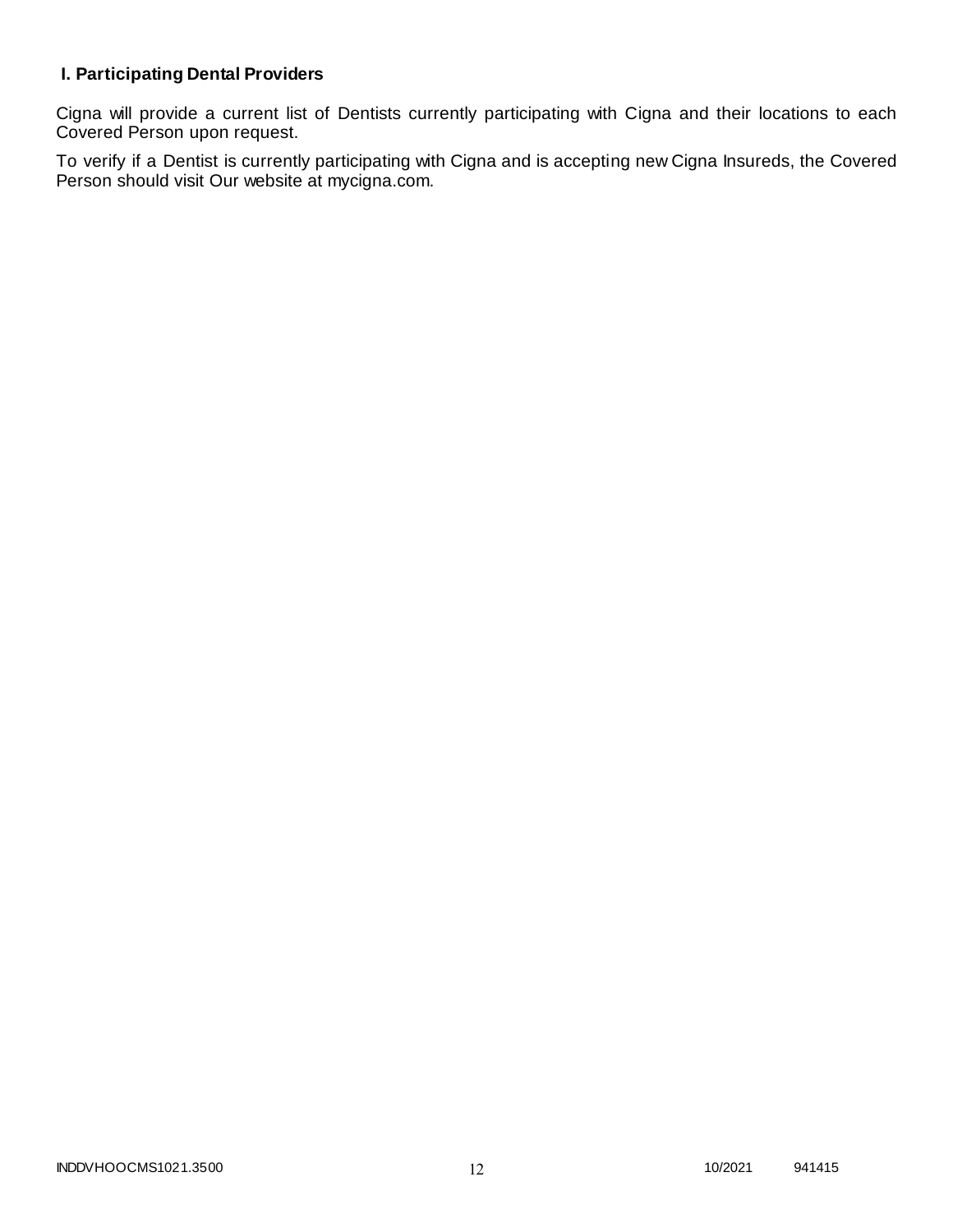## I. Participating Dental Providers

Cigna will provide a current list of Dentists currently participating with Cigna and their locations to each Covered Person upon request.

To verify if a Dentist is currently participating with Cigna and is accepting new Cigna Insureds, the Covered Person should visit Our website at mycigna.com.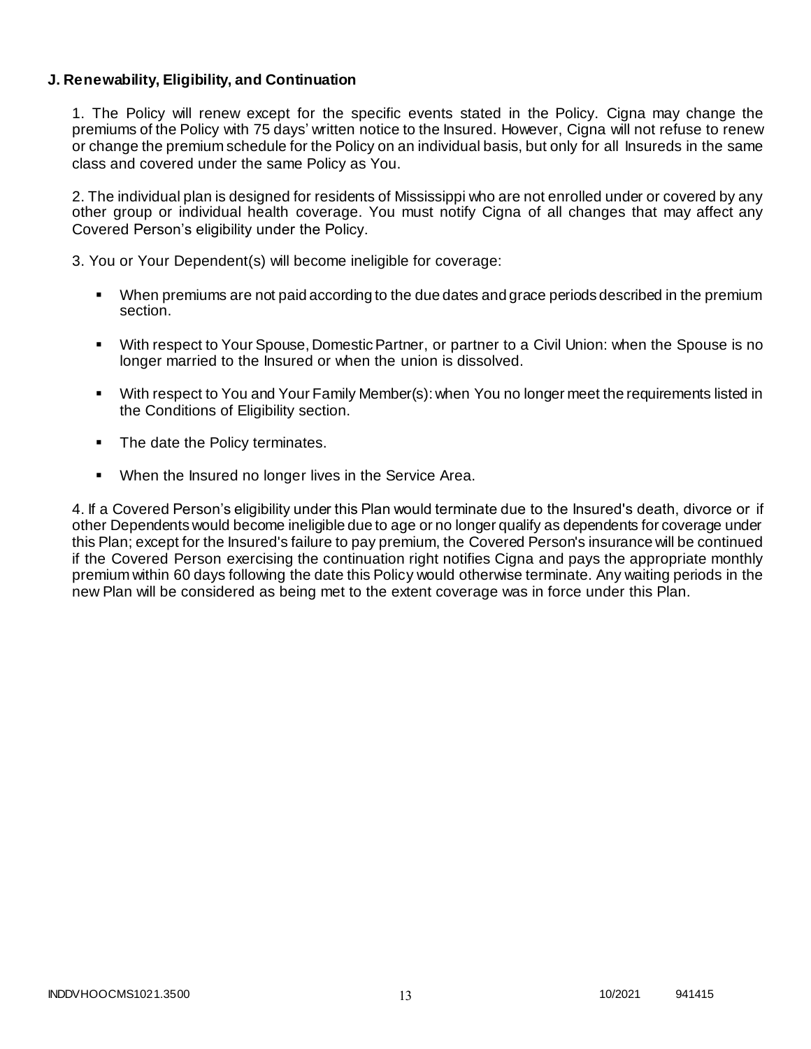**J. Renewability, Eligibility, and Continuation**

1. The Policy will renew except for the specific events stated in the Policy. Cigna may change the premiums of the Policy with 75 days' written notice to the Insured. However, Cigna will not refuse to renew or change the premium schedule for the Policy on an individual basis, but only for all Insureds in the same class and covered under the same Policy as You.

2. The individual plan is designed for residents of Mississippi who are not enrolled under or covered by any other group or individual health coverage. You must notify Cigna of all changes that may affect any Covered Person's eligibility under the Policy.

3. You or Your Dependent(s) will become ineligible for coverage:

- When premiums are not paid according to the due dates and grace periods described in the premium section.
- With respect to Your Spouse, Domestic Partner, or partner to a Civil Union: when the Spouse is no longer married to the Insured or when the union is dissolved.
- With respect to You and Your Family Member(s): when You no longer meet the requirements listed in the Conditions of Eligibility section.
- The date the Policy terminates.
- When the Insured no longer lives in the Service Area.

4. If a Covered Person's eligibility under this Plan would terminate due to the Insured's death, divorce or if other Dependents would become ineligible due to age or no longer qualify as dependents for coverage under this Plan; except for the Insured's failure to pay premium, the Covered Person's insurance will be continued if the Covered Person exercising the continuation right notifies Cigna and pays the appropriate monthly premium within 60 days following the date this Policy would otherwise terminate. Any waiting periods in the new Plan will be considered as being met to the extent coverage was in force under this Plan.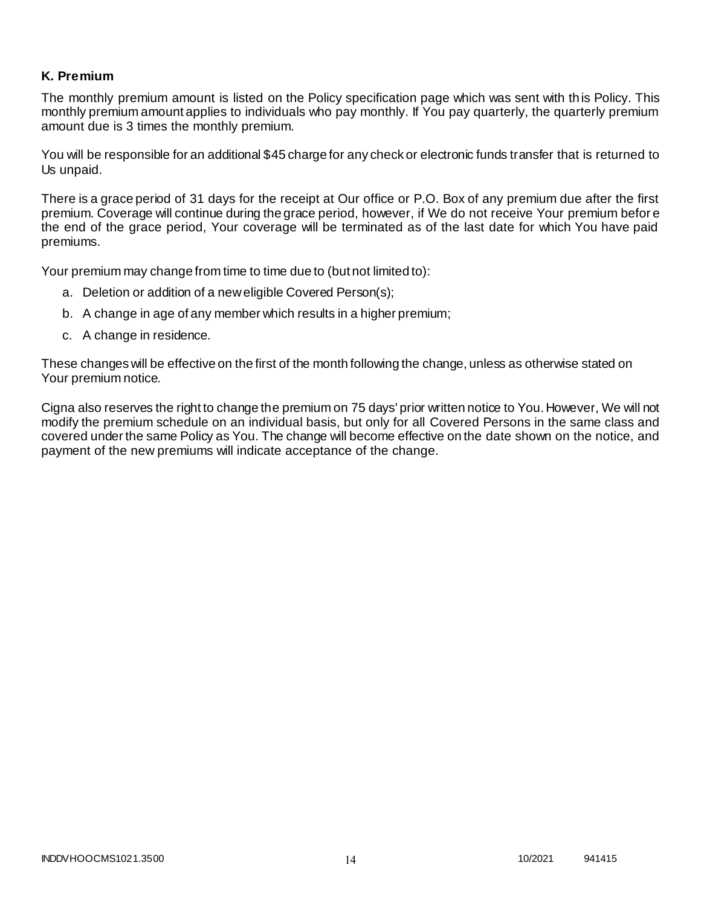### K. Premium

The monthly premium amount is listed on the Policy specification page which was sent with this Policy. This monthly premium amount applies to individuals who pay monthly. If You pay quarterly, the quarterly premium amount due is 3 times the monthly premium.

You will be responsible for an additional $45 charge for any check or electronic funds transfer that is returned to Us unpaid.

There is a grace period of 31 days for the receipt at Our office or P.O. Box of any premium due after the first premium. Coverage will continue during the grace period, however, if We do not receive Your premium before the end of the grace period, Your coverage will be terminated as of the last date for which You have paid premiums.

Your premium may change from time to time due to (but not limited to):

a. Deletion or addition of a new eligible Covered Person(s);
b. A change in age of any member which results in a higher premium;
c. A change in residence.

These changes will be effective on the first of the month following the change, unless as otherwise stated on Your premium notice.

Cigna also reserves the right to change the premium on 75 days' prior written notice to You. However, We will not modify the premium schedule on an individual basis, but only for all Covered Persons in the same class and covered under the same Policy as You. The change will become effective on the date shown on the notice, and payment of the new premiums will indicate acceptance of the change.